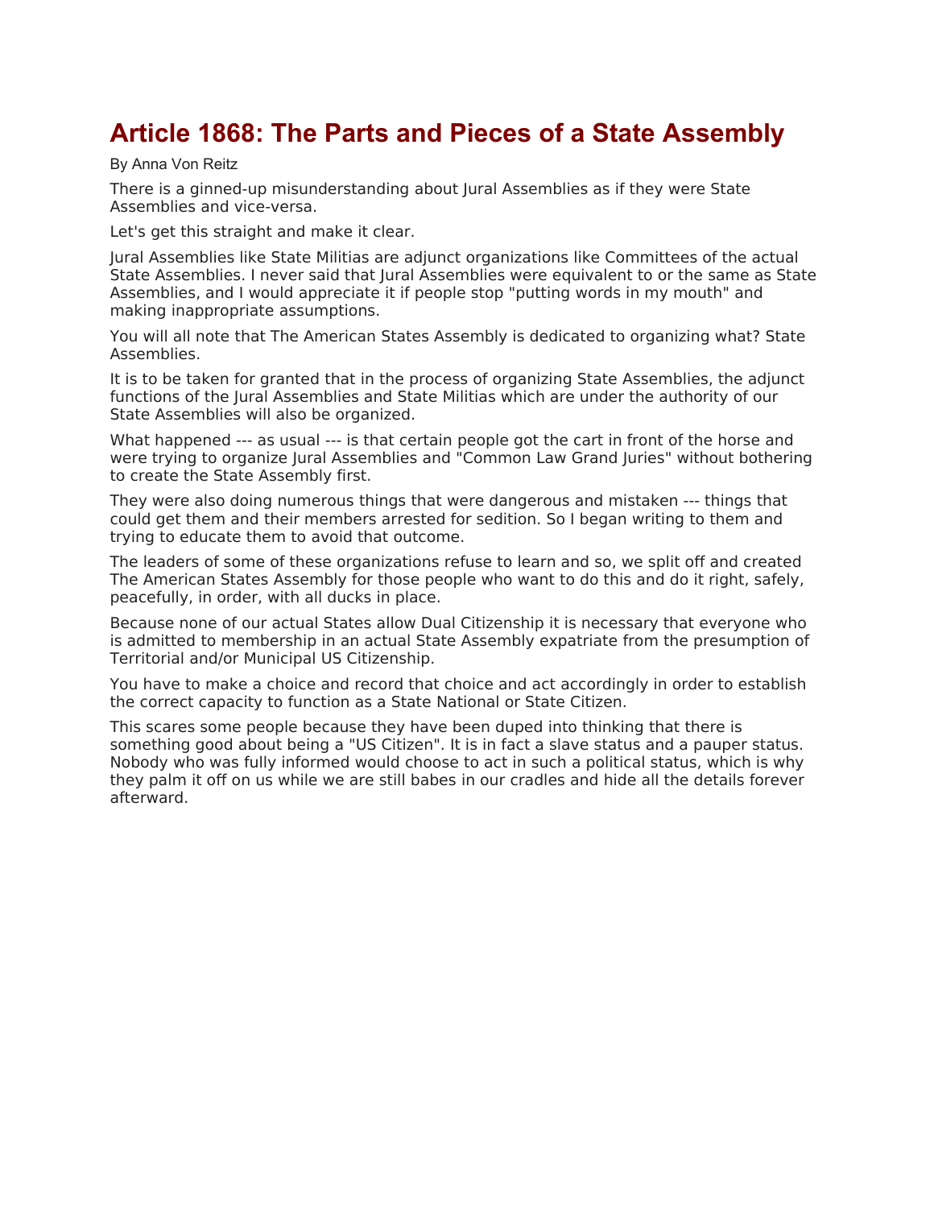# Article 1868: The Parts and Pieces of a State Assembly

By Anna Von Reitz

There is a ginned-up misunderstanding about Jural Assemblies as if they were State Assemblies and vice-versa.

Let's get this straight and make it clear.

Jural Assemblies like State Militias are adjunct organizations like Committees of the actual State Assemblies. I never said that Jural Assemblies were equivalent to or the same as State Assemblies, and I would appreciate it if people stop "putting words in my mouth" and making inappropriate assumptions.

You will all note that The American States Assembly is dedicated to organizing what? State Assemblies.

It is to be taken for granted that in the process of organizing State Assemblies, the adjunct functions of the Jural Assemblies and State Militias which are under the authority of our State Assemblies will also be organized.

What happened --- as usual --- is that certain people got the cart in front of the horse and were trying to organize Jural Assemblies and "Common Law Grand Juries" without bothering to create the State Assembly first.

They were also doing numerous things that were dangerous and mistaken --- things that could get them and their members arrested for sedition. So I began writing to them and trying to educate them to avoid that outcome.

The leaders of some of these organizations refuse to learn and so, we split off and created The American States Assembly for those people who want to do this and do it right, safely, peacefully, in order, with all ducks in place.

Because none of our actual States allow Dual Citizenship it is necessary that everyone who is admitted to membership in an actual State Assembly expatriate from the presumption of Territorial and/or Municipal US Citizenship.

You have to make a choice and record that choice and act accordingly in order to establish the correct capacity to function as a State National or State Citizen.

This scares some people because they have been duped into thinking that there is something good about being a "US Citizen". It is in fact a slave status and a pauper status. Nobody who was fully informed would choose to act in such a political status, which is why they palm it off on us while we are still babes in our cradles and hide all the details forever afterward.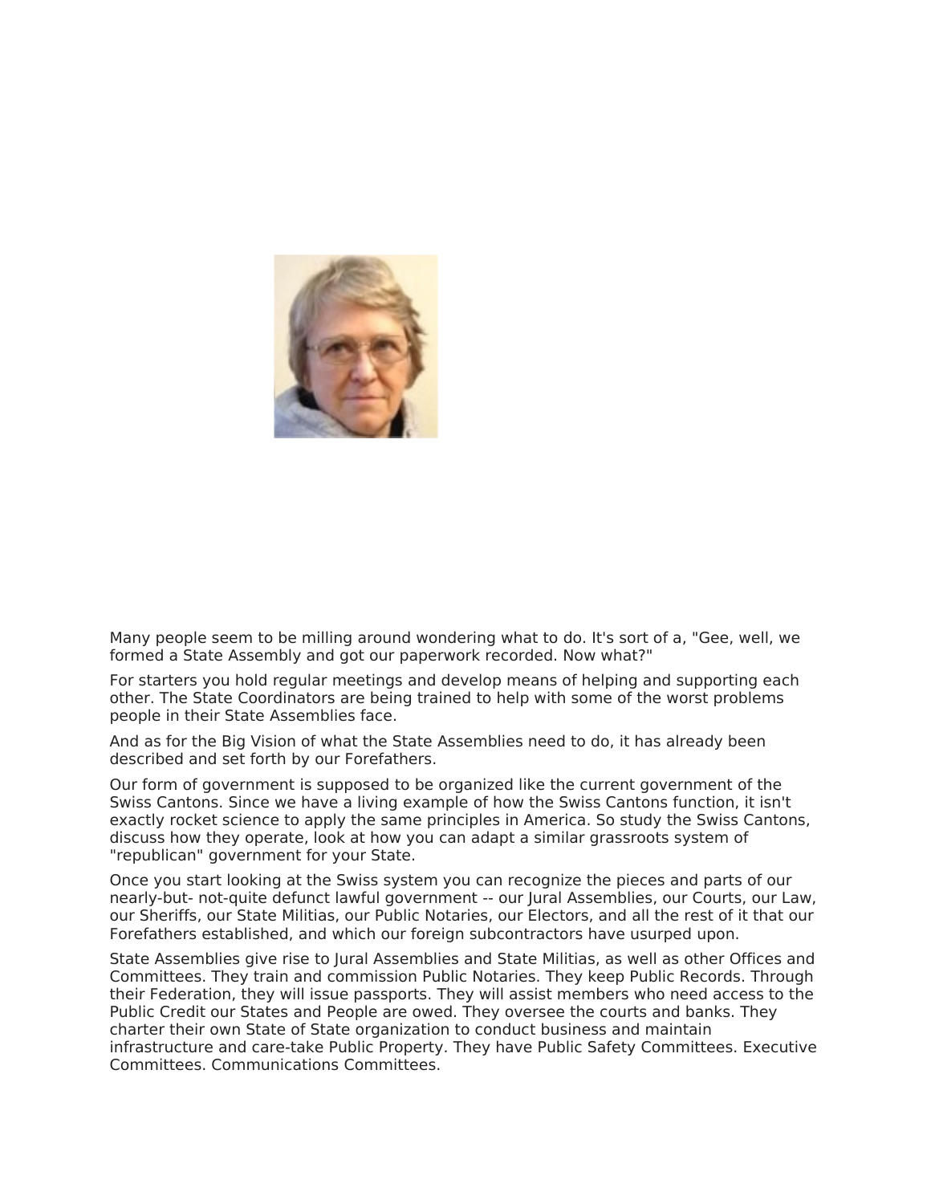Many people seem to be milling around wondering what to do. It's sort of a, "Gee, well, we formed a State Assembly and got our paperwork recorded. Now what?"

For starters you hold regular meetings and develop means of helping and supporting each other. The State Coordinators are being trained to help with some of the worst problems people in their State Assemblies face.

And as for the Big Vision of what the State Assemblies need to do, it has already been described and set forth by our Forefathers.

Our form of government is supposed to be organized like the current government of the Swiss Cantons. Since we have a living example of how the Swiss Cantons function, it isn't exactly rocket science to apply the same principles in America. So study the Swiss Cantons, discuss how they operate, look at how you can adapt a similar grassroots system of "republican" government for your State.

Once you start looking at the Swiss system you can recognize the pieces and parts of our nearly-but- not-quite defunct lawful government -- our Jural Assemblies, our Courts, our Law, our Sheriffs, our State Militias, our Public Notaries, our Electors, and all the rest of it that our Forefathers established, and which our foreign subcontractors have usurped upon.

State Assemblies give rise to Jural Assemblies and State Militias, as well as other Offices and Committees. They train and commission Public Notaries. They keep Public Records. Through their Federation, they will issue passports. They will assist members who need access to the Public Credit our States and People are owed. They oversee the courts and banks. They charter their own State of State organization to conduct business and maintain infrastructure and care-take Public Property. They have Public Safety Committees. Executive Committees. Communications Committees.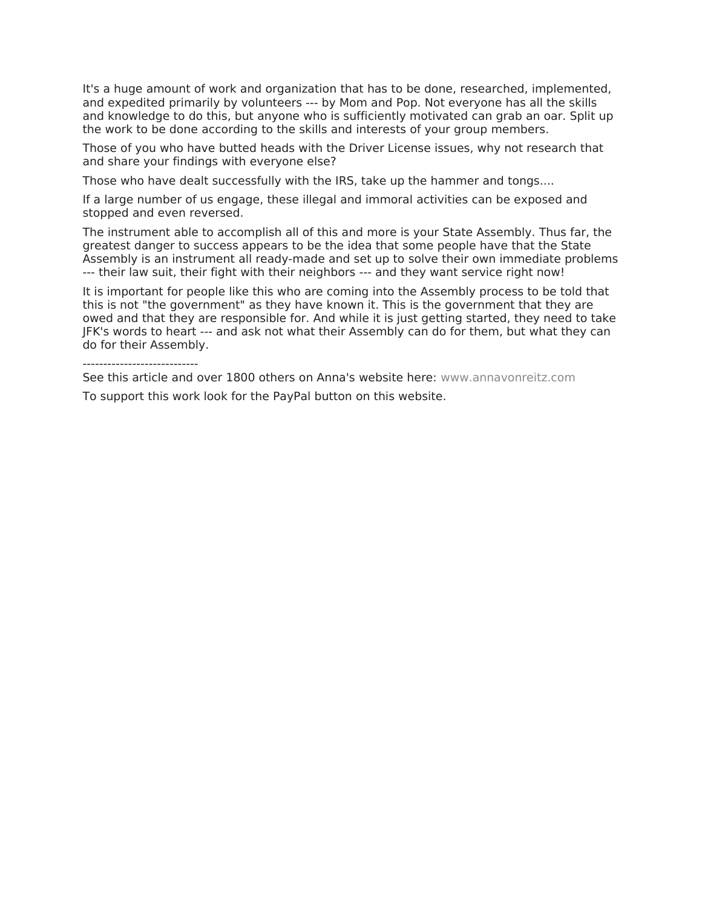It's a huge amount of work and organization that has to be done, researched, implemented, and expedited primarily by volunteers --- by Mom and Pop. Not everyone has all the skills and knowledge to do this, but anyone who is sufficiently motivated can grab an oar. Split up the work to be done according to the skills and interests of your group members.

Those of you who have butted heads with the Driver License issues, why not research that and share your findings with everyone else?

Those who have dealt successfully with the IRS, take up the hammer and tongs....

If a large number of us engage, these illegal and immoral activities can be exposed and stopped and even reversed.

The instrument able to accomplish all of this and more is your State Assembly. Thus far, the greatest danger to success appears to be the idea that some people have that the State Assembly is an instrument all ready-made and set up to solve their own immediate problems --- their law suit, their fight with their neighbors --- and they want service right now!

It is important for people like this who are coming into the Assembly process to be told that this is not "the government" as they have known it. This is the government that they are owed and that they are responsible for. And while it is just getting started, they need to take JFK's words to heart --- and ask not what their Assembly can do for them, but what they can do for their Assembly.

----------------------------

See this article and over 1800 others on Anna's website here: www.annavonreitz.com

To support this work look for the PayPal button on this website.